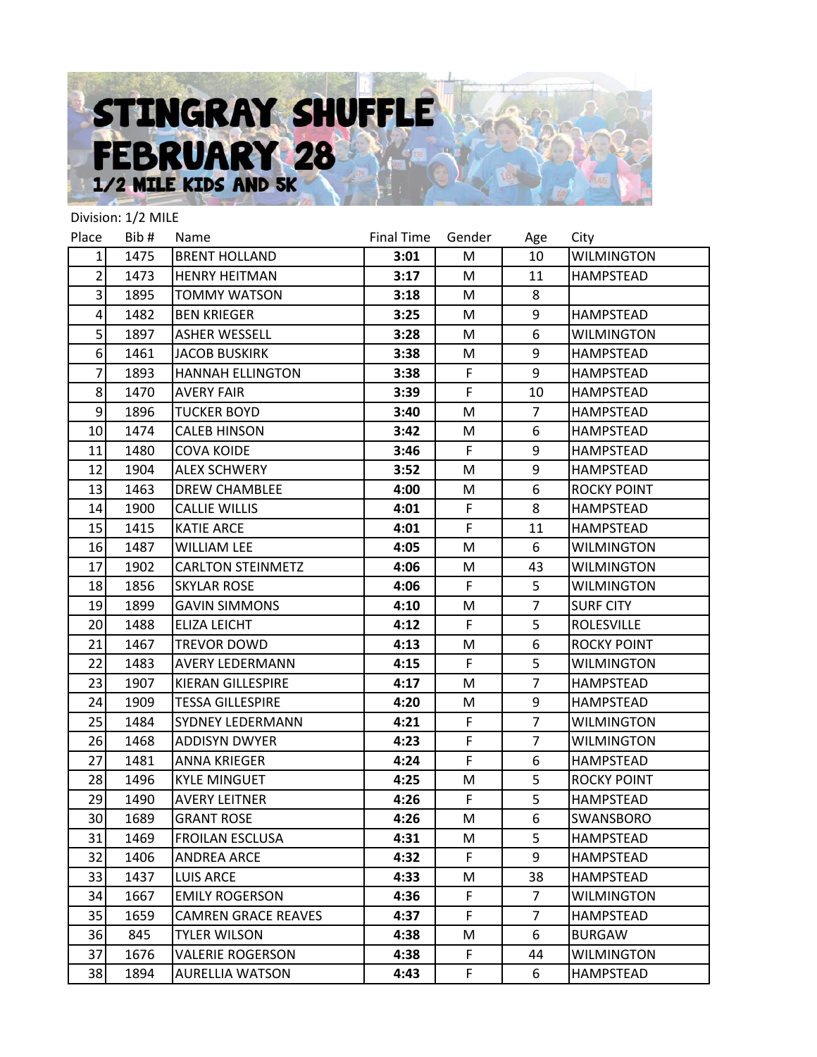# STINGRAY SHUFFLE FEBRUARY 28

## 1/2 MILE KIDS AND 5K

Division: 1/2 MILE

| Place | Bib # | Name | Final Time | Gender | Age | City |
|---|---|---|---|---|---|---|
| 1 | 1475 | BRENT HOLLAND | **3:01** | M | 10 | WILMINGTON |
| 2 | 1473 | HENRY HEITMAN | **3:17** | M | 11 | HAMPSTEAD |
| 3 | 1895 | TOMMY WATSON | **3:18** | M | 8 | |
| 4 | 1482 | BEN KRIEGER | **3:25** | M | 9 | HAMPSTEAD |
| 5 | 1897 | ASHER WESSELL | **3:28** | M | 6 | WILMINGTON |
| 6 | 1461 | JACOB BUSKIRK | **3:38** | M | 9 | HAMPSTEAD |
| 7 | 1893 | HANNAH ELLINGTON | **3:38** | F | 9 | HAMPSTEAD |
| 8 | 1470 | AVERY FAIR | **3:39** | F | 10 | HAMPSTEAD |
| 9 | 1896 | TUCKER BOYD | **3:40** | M | 7 | HAMPSTEAD |
| 10 | 1474 | CALEB HINSON | **3:42** | M | 6 | HAMPSTEAD |
| 11 | 1480 | COVA KOIDE | **3:46** | F | 9 | HAMPSTEAD |
| 12 | 1904 | ALEX SCHWERY | **3:52** | M | 9 | HAMPSTEAD |
| 13 | 1463 | DREW CHAMBLEE | **4:00** | M | 6 | ROCKY POINT |
| 14 | 1900 | CALLIE WILLIS | **4:01** | F | 8 | HAMPSTEAD |
| 15 | 1415 | KATIE ARCE | **4:01** | F | 11 | HAMPSTEAD |
| 16 | 1487 | WILLIAM LEE | **4:05** | M | 6 | WILMINGTON |
| 17 | 1902 | CARLTON STEINMETZ | **4:06** | M | 43 | WILMINGTON |
| 18 | 1856 | SKYLAR ROSE | **4:06** | F | 5 | WILMINGTON |
| 19 | 1899 | GAVIN SIMMONS | **4:10** | M | 7 | SURF CITY |
| 20 | 1488 | ELIZA LEICHT | **4:12** | F | 5 | ROLESVILLE |
| 21 | 1467 | TREVOR DOWD | **4:13** | M | 6 | ROCKY POINT |
| 22 | 1483 | AVERY LEDERMANN | **4:15** | F | 5 | WILMINGTON |
| 23 | 1907 | KIERAN GILLESPIRE | **4:17** | M | 7 | HAMPSTEAD |
| 24 | 1909 | TESSA GILLESPIRE | **4:20** | M | 9 | HAMPSTEAD |
| 25 | 1484 | SYDNEY LEDERMANN | **4:21** | F | 7 | WILMINGTON |
| 26 | 1468 | ADDISYN DWYER | **4:23** | F | 7 | WILMINGTON |
| 27 | 1481 | ANNA KRIEGER | **4:24** | F | 6 | HAMPSTEAD |
| 28 | 1496 | KYLE MINGUET | **4:25** | M | 5 | ROCKY POINT |
| 29 | 1490 | AVERY LEITNER | **4:26** | F | 5 | HAMPSTEAD |
| 30 | 1689 | GRANT ROSE | **4:26** | M | 6 | SWANSBORO |
| 31 | 1469 | FROILAN ESCLUSA | **4:31** | M | 5 | HAMPSTEAD |
| 32 | 1406 | ANDREA ARCE | **4:32** | F | 9 | HAMPSTEAD |
| 33 | 1437 | LUIS ARCE | **4:33** | M | 38 | HAMPSTEAD |
| 34 | 1667 | EMILY ROGERSON | **4:36** | F | 7 | WILMINGTON |
| 35 | 1659 | CAMREN GRACE REAVES | **4:37** | F | 7 | HAMPSTEAD |
| 36 | 845 | TYLER WILSON | **4:38** | M | 6 | BURGAW |
| 37 | 1676 | VALERIE ROGERSON | **4:38** | F | 44 | WILMINGTON |
| 38 | 1894 | AURELLIA WATSON | **4:43** | F | 6 | HAMPSTEAD |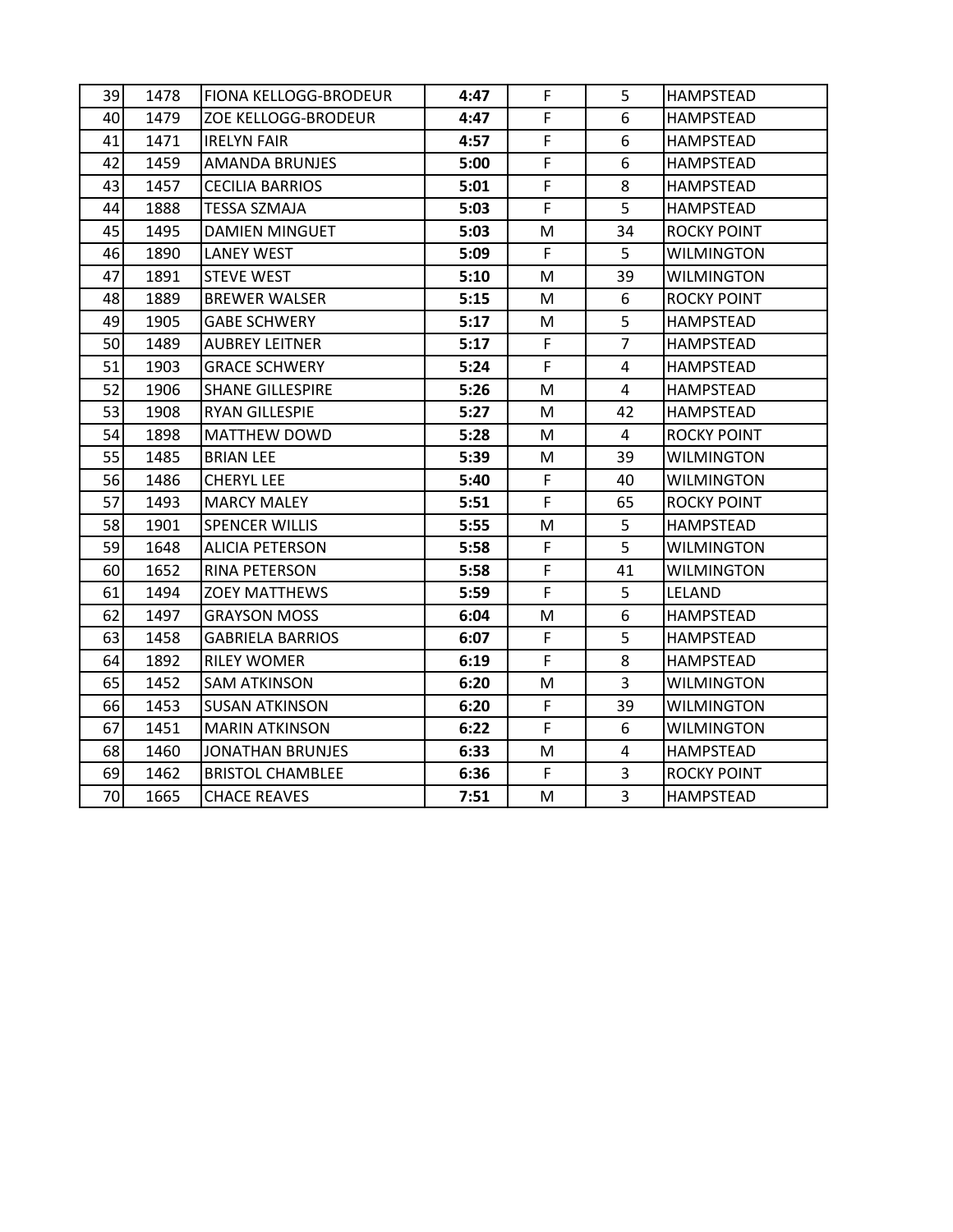| | | | | | | |
|---|---|---|---|---|---|---|
| 39 | 1478 | FIONA KELLOGG-BRODEUR | **4:47** | F | 5 | HAMPSTEAD |
| 40 | 1479 | ZOE KELLOGG-BRODEUR | **4:47** | F | 6 | HAMPSTEAD |
| 41 | 1471 | IRELYN FAIR | **4:57** | F | 6 | HAMPSTEAD |
| 42 | 1459 | AMANDA BRUNJES | **5:00** | F | 6 | HAMPSTEAD |
| 43 | 1457 | CECILIA BARRIOS | **5:01** | F | 8 | HAMPSTEAD |
| 44 | 1888 | TESSA SZMAJA | **5:03** | F | 5 | HAMPSTEAD |
| 45 | 1495 | DAMIEN MINGUET | **5:03** | M | 34 | ROCKY POINT |
| 46 | 1890 | LANEY WEST | **5:09** | F | 5 | WILMINGTON |
| 47 | 1891 | STEVE WEST | **5:10** | M | 39 | WILMINGTON |
| 48 | 1889 | BREWER WALSER | **5:15** | M | 6 | ROCKY POINT |
| 49 | 1905 | GABE SCHWERY | **5:17** | M | 5 | HAMPSTEAD |
| 50 | 1489 | AUBREY LEITNER | **5:17** | F | 7 | HAMPSTEAD |
| 51 | 1903 | GRACE SCHWERY | **5:24** | F | 4 | HAMPSTEAD |
| 52 | 1906 | SHANE GILLESPIRE | **5:26** | M | 4 | HAMPSTEAD |
| 53 | 1908 | RYAN GILLESPIE | **5:27** | M | 42 | HAMPSTEAD |
| 54 | 1898 | MATTHEW DOWD | **5:28** | M | 4 | ROCKY POINT |
| 55 | 1485 | BRIAN LEE | **5:39** | M | 39 | WILMINGTON |
| 56 | 1486 | CHERYL LEE | **5:40** | F | 40 | WILMINGTON |
| 57 | 1493 | MARCY MALEY | **5:51** | F | 65 | ROCKY POINT |
| 58 | 1901 | SPENCER WILLIS | **5:55** | M | 5 | HAMPSTEAD |
| 59 | 1648 | ALICIA PETERSON | **5:58** | F | 5 | WILMINGTON |
| 60 | 1652 | RINA PETERSON | **5:58** | F | 41 | WILMINGTON |
| 61 | 1494 | ZOEY MATTHEWS | **5:59** | F | 5 | LELAND |
| 62 | 1497 | GRAYSON MOSS | **6:04** | M | 6 | HAMPSTEAD |
| 63 | 1458 | GABRIELA BARRIOS | **6:07** | F | 5 | HAMPSTEAD |
| 64 | 1892 | RILEY WOMER | **6:19** | F | 8 | HAMPSTEAD |
| 65 | 1452 | SAM ATKINSON | **6:20** | M | 3 | WILMINGTON |
| 66 | 1453 | SUSAN ATKINSON | **6:20** | F | 39 | WILMINGTON |
| 67 | 1451 | MARIN ATKINSON | **6:22** | F | 6 | WILMINGTON |
| 68 | 1460 | JONATHAN BRUNJES | **6:33** | M | 4 | HAMPSTEAD |
| 69 | 1462 | BRISTOL CHAMBLEE | **6:36** | F | 3 | ROCKY POINT |
| 70 | 1665 | CHACE REAVES | **7:51** | M | 3 | HAMPSTEAD |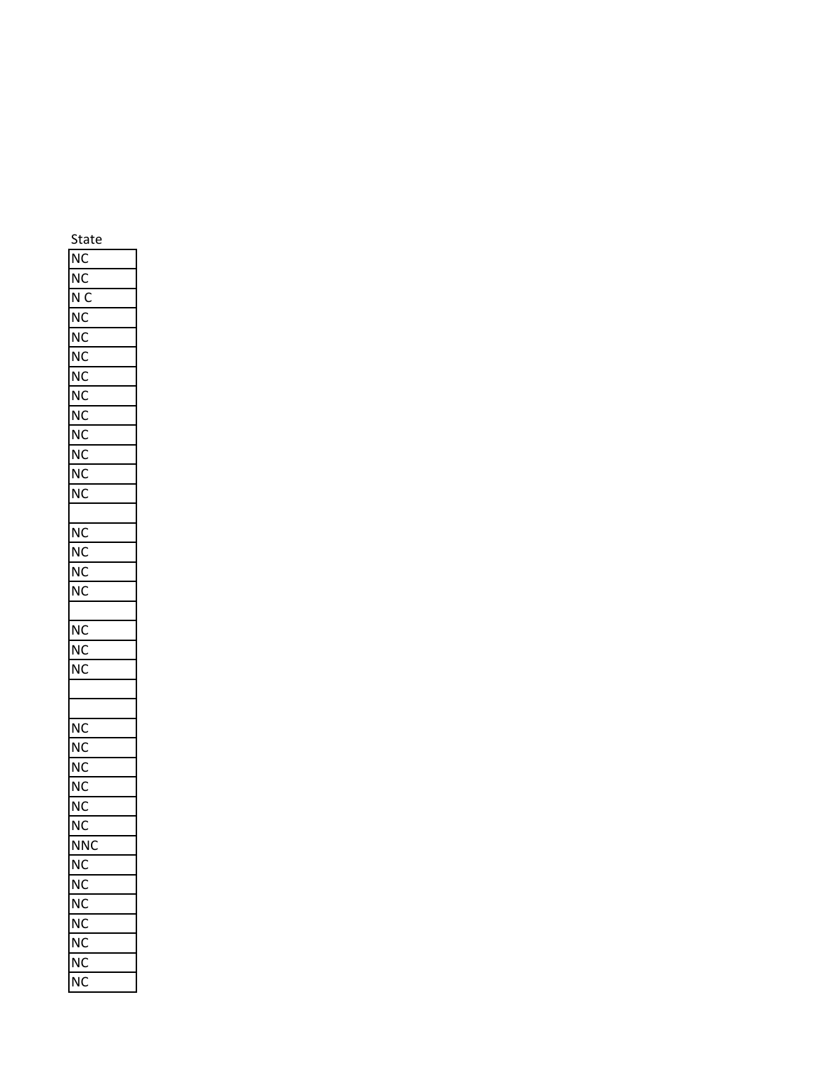| State |
| --- |
| NC |
| NC |
| N C |
| NC |
| NC |
| NC |
| NC |
| NC |
| NC |
| NC |
| NC |
| NC |
| NC |
| |
| NC |
| NC |
| NC |
| NC |
| |
| NC |
| NC |
| NC |
| |
| |
| NC |
| NC |
| NC |
| NC |
| NC |
| NC |
| NNC |
| NC |
| NC |
| NC |
| NC |
| NC |
| NC |
| NC |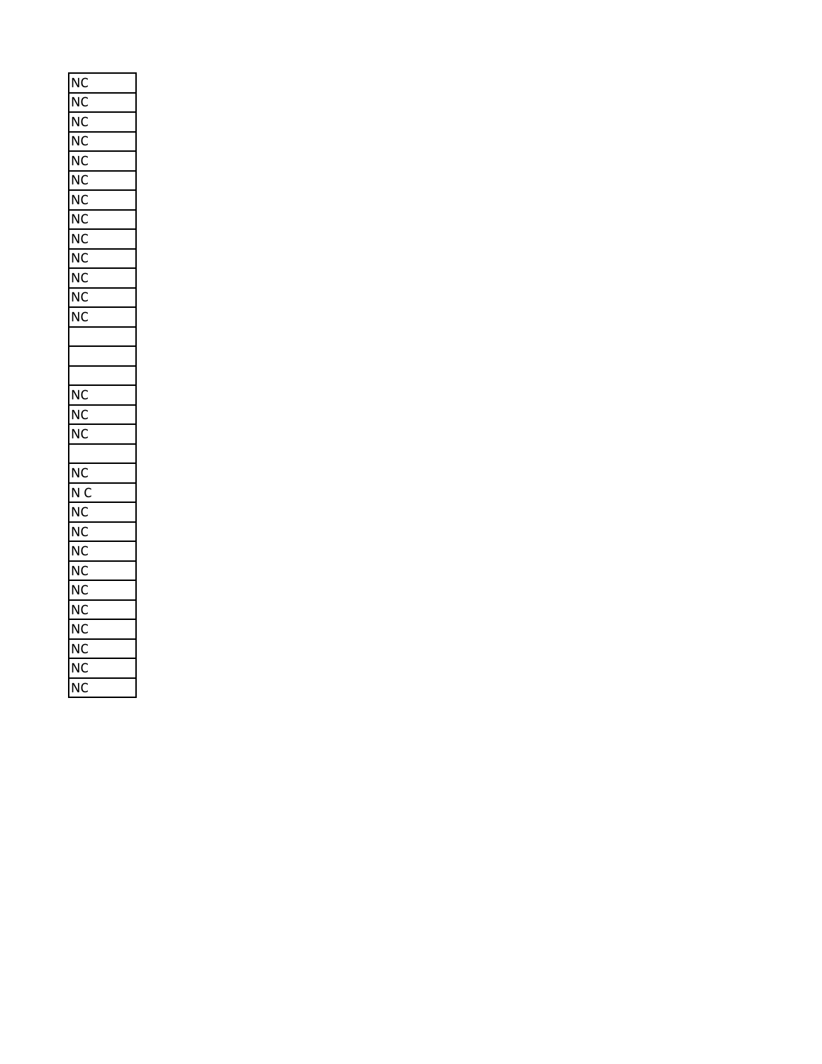| |
|---|
| NC |
| NC |
| NC |
| NC |
| NC |
| NC |
| NC |
| NC |
| NC |
| NC |
| NC |
| NC |
| NC |
| |
| |
| |
| NC |
| NC |
| NC |
| |
| NC |
| N C |
| NC |
| NC |
| NC |
| NC |
| NC |
| NC |
| NC |
| NC |
| NC |
| NC |